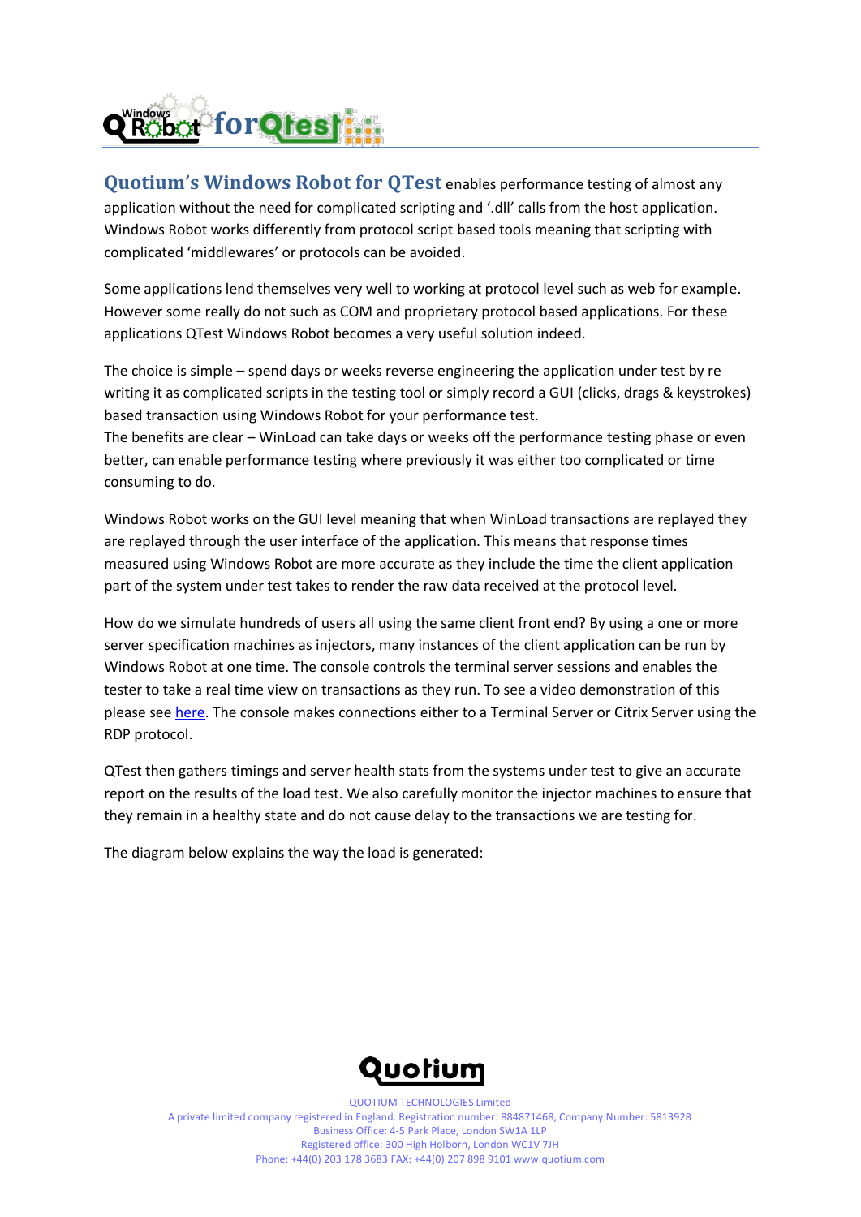**Quotium's Windows Robot for QTest** enables performance testing of almost any application without the need for complicated scripting and '.dll' calls from the host application. Windows Robot works differently from protocol script based tools meaning that scripting with complicated 'middlewares' or protocols can be avoided.

Some applications lend themselves very well to working at protocol level such as web for example. However some really do not such as COM and proprietary protocol based applications. For these applications QTest Windows Robot becomes a very useful solution indeed.

The choice is simple – spend days or weeks reverse engineering the application under test by re writing it as complicated scripts in the testing tool or simply record a GUI (clicks, drags & keystrokes) based transaction using Windows Robot for your performance test.
The benefits are clear – WinLoad can take days or weeks off the performance testing phase or even better, can enable performance testing where previously it was either too complicated or time consuming to do.

Windows Robot works on the GUI level meaning that when WinLoad transactions are replayed they are replayed through the user interface of the application. This means that response times measured using Windows Robot are more accurate as they include the time the client application part of the system under test takes to render the raw data received at the protocol level.

How do we simulate hundreds of users all using the same client front end? By using a one or more server specification machines as injectors, many instances of the client application can be run by Windows Robot at one time. The console controls the terminal server sessions and enables the tester to take a real time view on transactions as they run. To see a video demonstration of this please see here. The console makes connections either to a Terminal Server or Citrix Server using the RDP protocol.

QTest then gathers timings and server health stats from the systems under test to give an accurate report on the results of the load test. We also carefully monitor the injector machines to ensure that they remain in a healthy state and do not cause delay to the transactions we are testing for.

The diagram below explains the way the load is generated:

QUOTIUM TECHNOLOGIES Limited
A private limited company registered in England. Registration number: 884871468, Company Number: 5813928
Business Office: 4-5 Park Place, London SW1A 1LP
Registered office: 300 High Holborn, London WC1V 7JH
Phone: +44(0) 203 178 3683 FAX: +44(0) 207 898 9101 www.quotium.com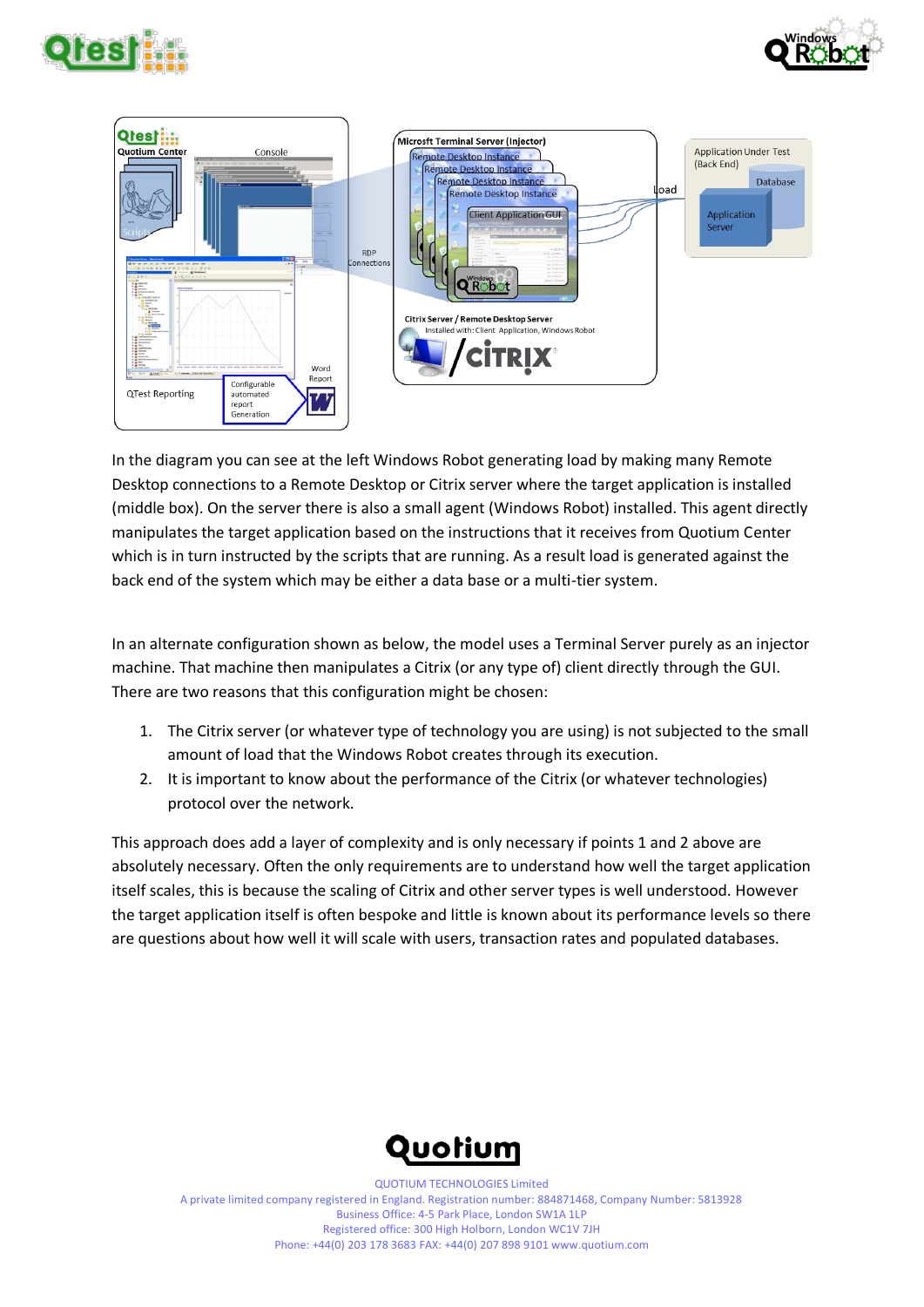In the diagram you can see at the left Windows Robot generating load by making many Remote Desktop connections to a Remote Desktop or Citrix server where the target application is installed (middle box). On the server there is also a small agent (Windows Robot) installed. This agent directly manipulates the target application based on the instructions that it receives from Quotium Center which is in turn instructed by the scripts that are running. As a result load is generated against the back end of the system which may be either a data base or a multi-tier system.

In an alternate configuration shown as below, the model uses a Terminal Server purely as an injector machine. That machine then manipulates a Citrix (or any type of) client directly through the GUI. There are two reasons that this configuration might be chosen:

1. The Citrix server (or whatever type of technology you are using) is not subjected to the small amount of load that the Windows Robot creates through its execution.
2. It is important to know about the performance of the Citrix (or whatever technologies) protocol over the network.

This approach does add a layer of complexity and is only necessary if points 1 and 2 above are absolutely necessary. Often the only requirements are to understand how well the target application itself scales, this is because the scaling of Citrix and other server types is well understood. However the target application itself is often bespoke and little is known about its performance levels so there are questions about how well it will scale with users, transaction rates and populated databases.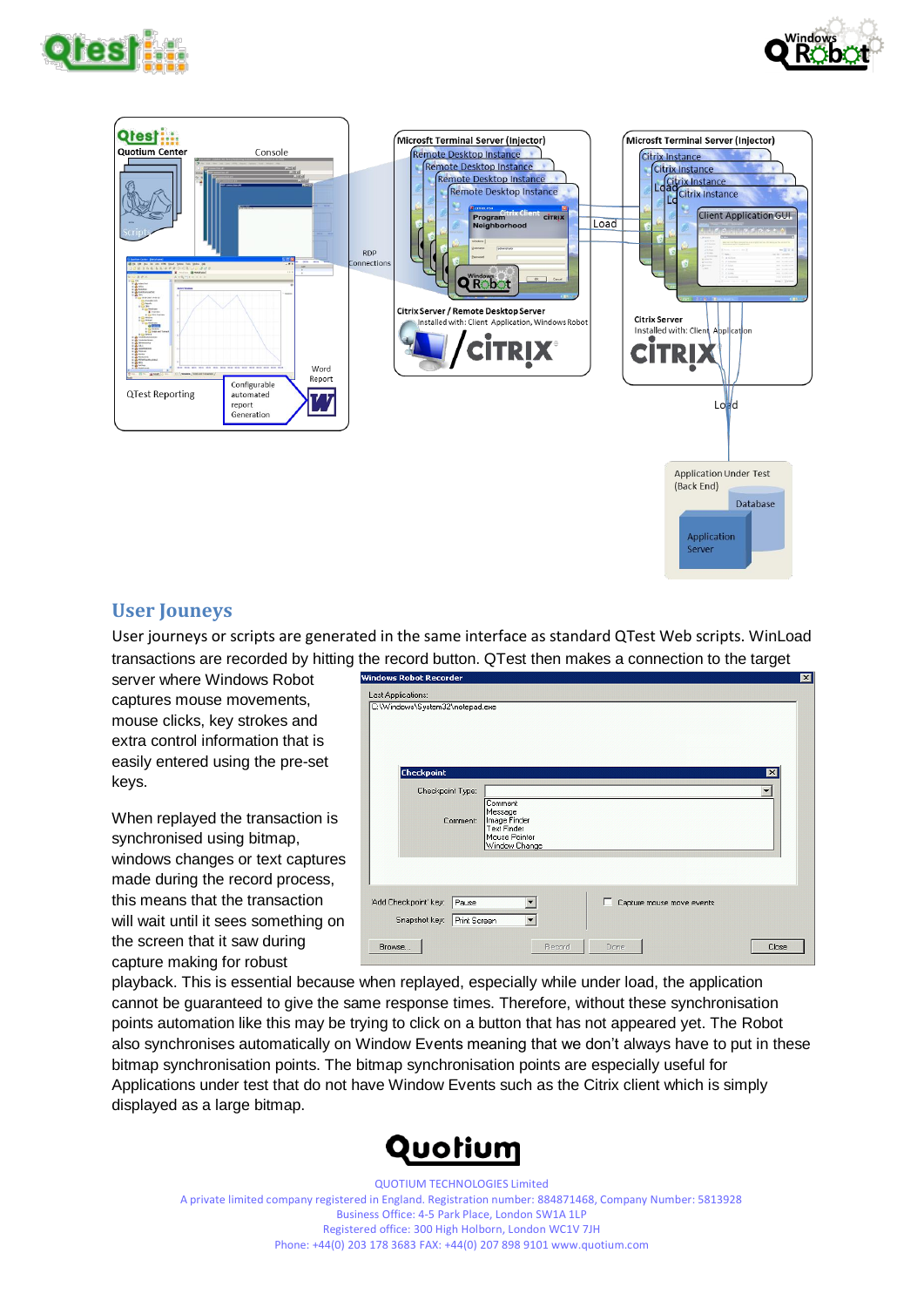## User Jouneys

User journeys or scripts are generated in the same interface as standard QTest Web scripts. WinLoad transactions are recorded by hitting the record button. QTest then makes a connection to the target server where Windows Robot captures mouse movements, mouse clicks, key strokes and extra control information that is easily entered using the pre-set keys.

When replayed the transaction is synchronised using bitmap, windows changes or text captures made during the record process, this means that the transaction will wait until it sees something on the screen that it saw during capture making for robust playback. This is essential because when replayed, especially while under load, the application cannot be guaranteed to give the same response times. Therefore, without these synchronisation points automation like this may be trying to click on a button that has not appeared yet. The Robot also synchronises automatically on Window Events meaning that we don't always have to put in these bitmap synchronisation points. The bitmap synchronisation points are especially useful for Applications under test that do not have Window Events such as the Citrix client which is simply displayed as a large bitmap.

QUOTIUM TECHNOLOGIES Limited
A private limited company registered in England. Registration number: 884871468, Company Number: 5813928
Business Office: 4-5 Park Place, London SW1A 1LP
Registered office: 300 High Holborn, London WC1V 7JH
Phone: +44(0) 203 178 3683 FAX: +44(0) 207 898 9101 www.quotium.com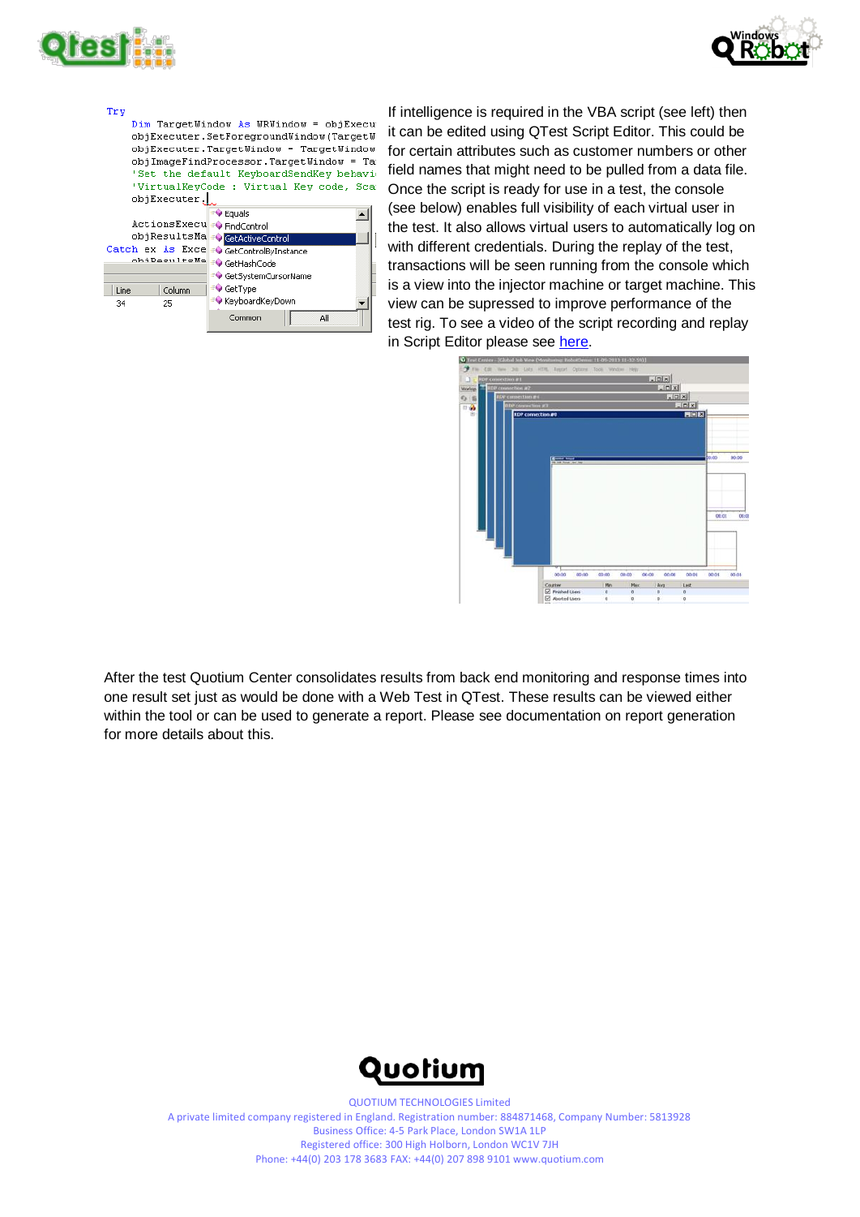If intelligence is required in the VBA script (see left) then it can be edited using QTest Script Editor. This could be for certain attributes such as customer numbers or other field names that might need to be pulled from a data file. Once the script is ready for use in a test, the console (see below) enables full visibility of each virtual user in the test. It also allows virtual users to automatically log on with different credentials. During the replay of the test, transactions will be seen running from the console which is a view into the injector machine or target machine. This view can be supressed to improve performance of the test rig. To see a video of the script recording and replay in Script Editor please see [here](#).

After the test Quotium Center consolidates results from back end monitoring and response times into one result set just as would be done with a Web Test in QTest. These results can be viewed either within the tool or can be used to generate a report. Please see documentation on report generation for more details about this.

QUOTIUM TECHNOLOGIES Limited

A private limited company registered in England. Registration number: 884871468, Company Number: 5813928

Business Office: 4-5 Park Place, London SW1A 1LP

Registered office: 300 High Holborn, London WC1V 7JH

Phone: +44(0) 203 178 3683 FAX: +44(0) 207 898 9101 www.quotium.com